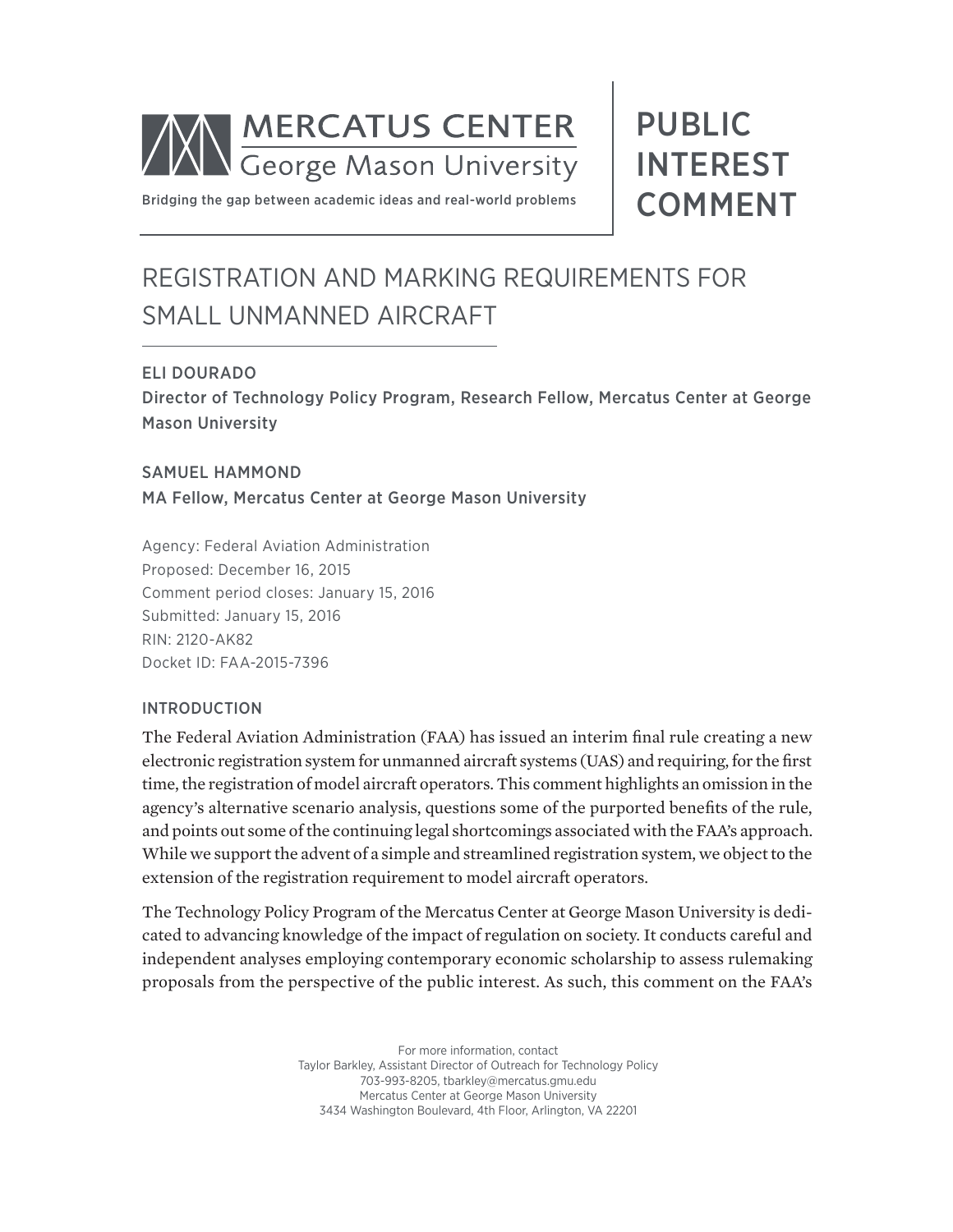MERCATUS CENTER
George Mason University

Bridging the gap between academic ideas and real-world problems

PUBLIC INTEREST COMMENT

# REGISTRATION AND MARKING REQUIREMENTS FOR SMALL UNMANNED AIRCRAFT

**ELI DOURADO**
Director of Technology Policy Program, Research Fellow, Mercatus Center at George Mason University

**SAMUEL HAMMOND**
MA Fellow, Mercatus Center at George Mason University

Agency: Federal Aviation Administration
Proposed: December 16, 2015
Comment period closes: January 15, 2016
Submitted: January 15, 2016
RIN: 2120-AK82
Docket ID: FAA-2015-7396

## INTRODUCTION

The Federal Aviation Administration (FAA) has issued an interim final rule creating a new electronic registration system for unmanned aircraft systems (UAS) and requiring, for the first time, the registration of model aircraft operators. This comment highlights an omission in the agency's alternative scenario analysis, questions some of the purported benefits of the rule, and points out some of the continuing legal shortcomings associated with the FAA's approach. While we support the advent of a simple and streamlined registration system, we object to the extension of the registration requirement to model aircraft operators.

The Technology Policy Program of the Mercatus Center at George Mason University is dedicated to advancing knowledge of the impact of regulation on society. It conducts careful and independent analyses employing contemporary economic scholarship to assess rulemaking proposals from the perspective of the public interest. As such, this comment on the FAA's

For more information, contact
Taylor Barkley, Assistant Director of Outreach for Technology Policy
703-993-8205, tbarkley@mercatus.gmu.edu
Mercatus Center at George Mason University
3434 Washington Boulevard, 4th Floor, Arlington, VA 22201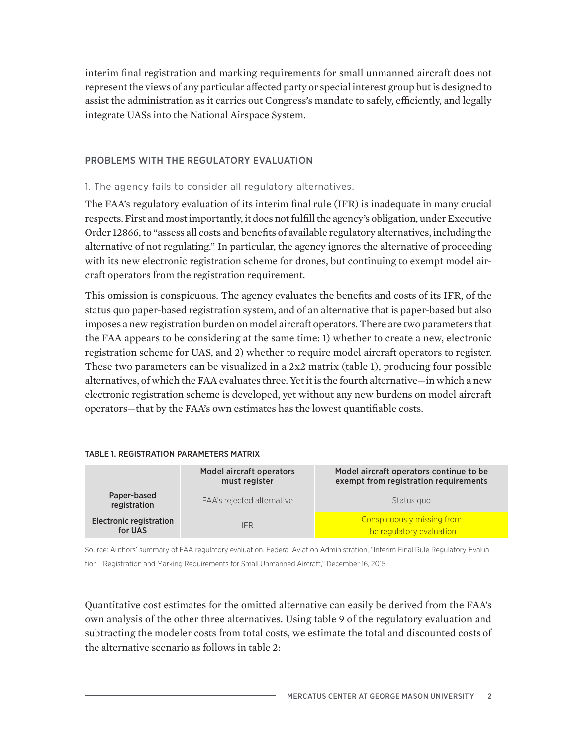interim final registration and marking requirements for small unmanned aircraft does not represent the views of any particular affected party or special interest group but is designed to assist the administration as it carries out Congress's mandate to safely, efficiently, and legally integrate UASs into the National Airspace System.

## PROBLEMS WITH THE REGULATORY EVALUATION

### 1. The agency fails to consider all regulatory alternatives.

The FAA's regulatory evaluation of its interim final rule (IFR) is inadequate in many crucial respects. First and most importantly, it does not fulfill the agency's obligation, under Executive Order 12866, to "assess all costs and benefits of available regulatory alternatives, including the alternative of not regulating." In particular, the agency ignores the alternative of proceeding with its new electronic registration scheme for drones, but continuing to exempt model aircraft operators from the registration requirement.

This omission is conspicuous. The agency evaluates the benefits and costs of its IFR, of the status quo paper-based registration system, and of an alternative that is paper-based but also imposes a new registration burden on model aircraft operators. There are two parameters that the FAA appears to be considering at the same time: 1) whether to create a new, electronic registration scheme for UAS, and 2) whether to require model aircraft operators to register. These two parameters can be visualized in a 2x2 matrix (table 1), producing four possible alternatives, of which the FAA evaluates three. Yet it is the fourth alternative—in which a new electronic registration scheme is developed, yet without any new burdens on model aircraft operators—that by the FAA's own estimates has the lowest quantifiable costs.

TABLE 1. REGISTRATION PARAMETERS MATRIX

| | Model aircraft operators must register | Model aircraft operators continue to be exempt from registration requirements |
|---|---|---|
| Paper-based registration | FAA's rejected alternative | Status quo |
| Electronic registration for UAS | IFR | Conspicuously missing from the regulatory evaluation |

Source: Authors' summary of FAA regulatory evaluation. Federal Aviation Administration, "Interim Final Rule Regulatory Evaluation—Registration and Marking Requirements for Small Unmanned Aircraft," December 16, 2015.

Quantitative cost estimates for the omitted alternative can easily be derived from the FAA's own analysis of the other three alternatives. Using table 9 of the regulatory evaluation and subtracting the modeler costs from total costs, we estimate the total and discounted costs of the alternative scenario as follows in table 2: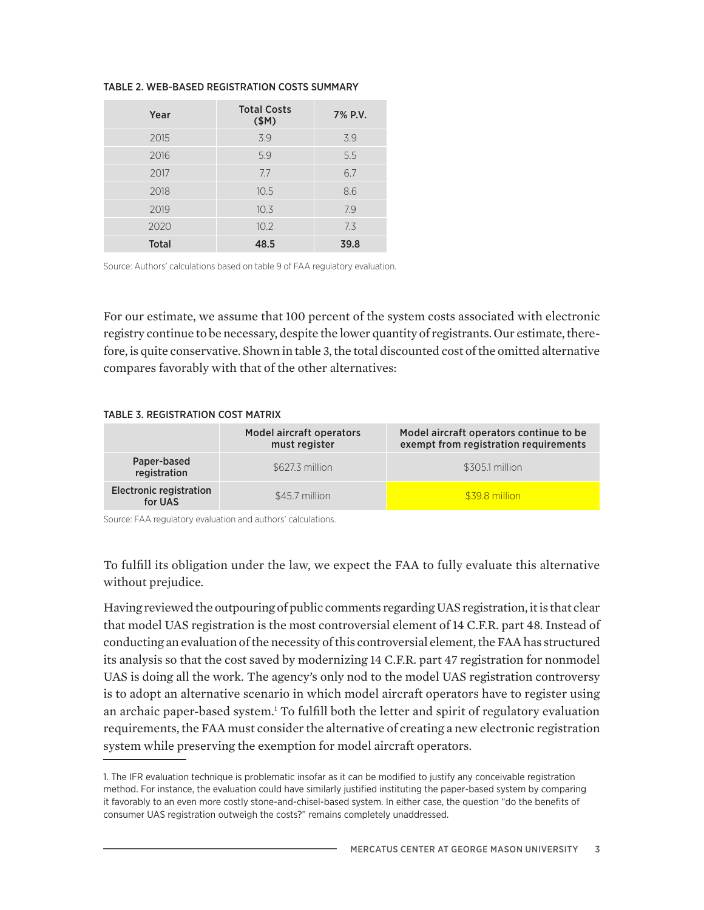TABLE 2. WEB-BASED REGISTRATION COSTS SUMMARY

| Year | Total Costs ($M) | 7% P.V. |
|---|---|---|
| 2015 | 3.9 | 3.9 |
| 2016 | 5.9 | 5.5 |
| 2017 | 7.7 | 6.7 |
| 2018 | 10.5 | 8.6 |
| 2019 | 10.3 | 7.9 |
| 2020 | 10.2 | 7.3 |
| **Total** | **48.5** | **39.8** |

Source: Authors' calculations based on table 9 of FAA regulatory evaluation.

For our estimate, we assume that 100 percent of the system costs associated with electronic registry continue to be necessary, despite the lower quantity of registrants. Our estimate, therefore, is quite conservative. Shown in table 3, the total discounted cost of the omitted alternative compares favorably with that of the other alternatives:

TABLE 3. REGISTRATION COST MATRIX

| | Model aircraft operators must register | Model aircraft operators continue to be exempt from registration requirements |
|---|---|---|
| Paper-based registration | $627.3 million | $305.1 million |
| Electronic registration for UAS | $45.7 million | $39.8 million |

Source: FAA regulatory evaluation and authors' calculations.

To fulfill its obligation under the law, we expect the FAA to fully evaluate this alternative without prejudice.

Having reviewed the outpouring of public comments regarding UAS registration, it is that clear that model UAS registration is the most controversial element of 14 C.F.R. part 48. Instead of conducting an evaluation of the necessity of this controversial element, the FAA has structured its analysis so that the cost saved by modernizing 14 C.F.R. part 47 registration for nonmodel UAS is doing all the work. The agency's only nod to the model UAS registration controversy is to adopt an alternative scenario in which model aircraft operators have to register using an archaic paper-based system.[1] To fulfill both the letter and spirit of regulatory evaluation requirements, the FAA must consider the alternative of creating a new electronic registration system while preserving the exemption for model aircraft operators.

1. The IFR evaluation technique is problematic insofar as it can be modified to justify any conceivable registration method. For instance, the evaluation could have similarly justified instituting the paper-based system by comparing it favorably to an even more costly stone-and-chisel-based system. In either case, the question "do the benefits of consumer UAS registration outweigh the costs?" remains completely unaddressed.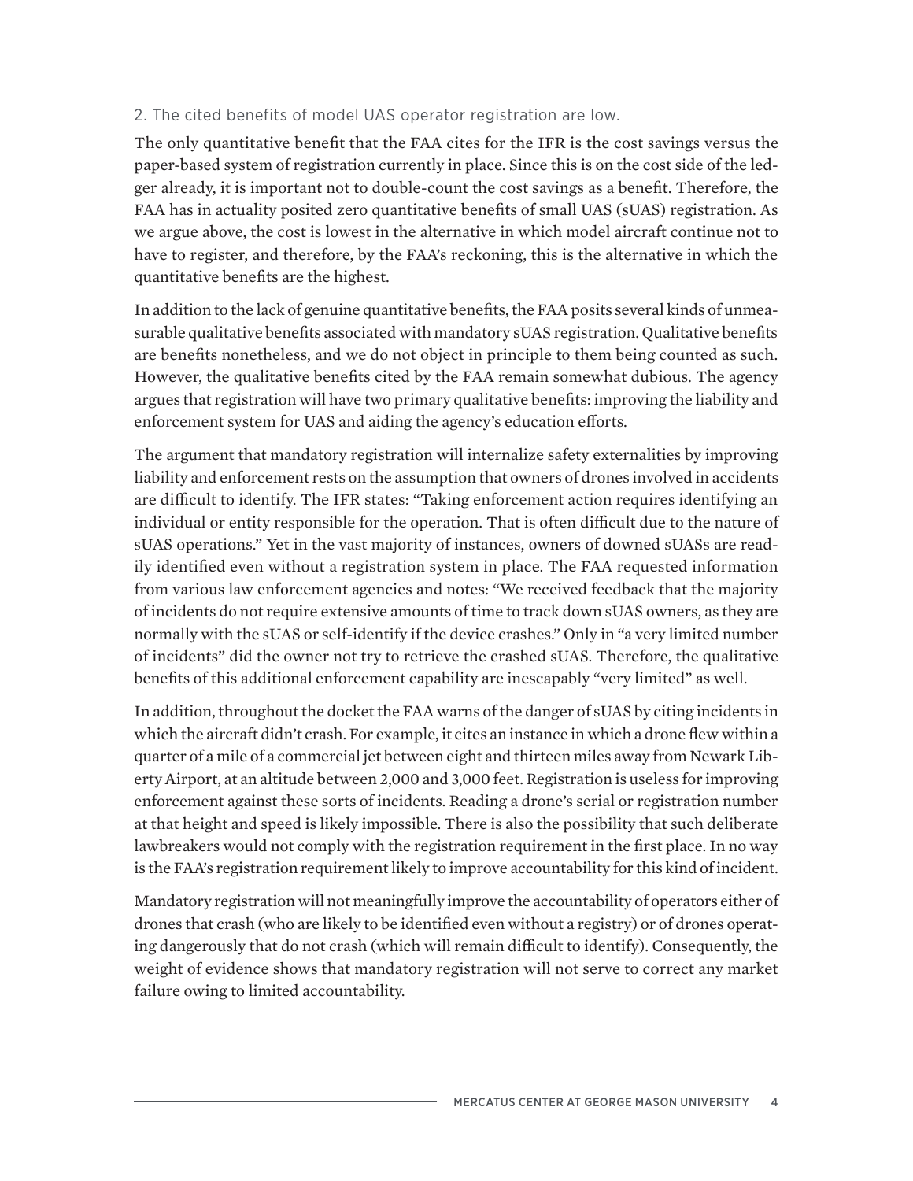### 2. The cited benefits of model UAS operator registration are low.

The only quantitative benefit that the FAA cites for the IFR is the cost savings versus the paper-based system of registration currently in place. Since this is on the cost side of the ledger already, it is important not to double-count the cost savings as a benefit. Therefore, the FAA has in actuality posited zero quantitative benefits of small UAS (sUAS) registration. As we argue above, the cost is lowest in the alternative in which model aircraft continue not to have to register, and therefore, by the FAA's reckoning, this is the alternative in which the quantitative benefits are the highest.

In addition to the lack of genuine quantitative benefits, the FAA posits several kinds of unmeasurable qualitative benefits associated with mandatory sUAS registration. Qualitative benefits are benefits nonetheless, and we do not object in principle to them being counted as such. However, the qualitative benefits cited by the FAA remain somewhat dubious. The agency argues that registration will have two primary qualitative benefits: improving the liability and enforcement system for UAS and aiding the agency's education efforts.

The argument that mandatory registration will internalize safety externalities by improving liability and enforcement rests on the assumption that owners of drones involved in accidents are difficult to identify. The IFR states: "Taking enforcement action requires identifying an individual or entity responsible for the operation. That is often difficult due to the nature of sUAS operations." Yet in the vast majority of instances, owners of downed sUASs are readily identified even without a registration system in place. The FAA requested information from various law enforcement agencies and notes: "We received feedback that the majority of incidents do not require extensive amounts of time to track down sUAS owners, as they are normally with the sUAS or self-identify if the device crashes." Only in "a very limited number of incidents" did the owner not try to retrieve the crashed sUAS. Therefore, the qualitative benefits of this additional enforcement capability are inescapably "very limited" as well.

In addition, throughout the docket the FAA warns of the danger of sUAS by citing incidents in which the aircraft didn't crash. For example, it cites an instance in which a drone flew within a quarter of a mile of a commercial jet between eight and thirteen miles away from Newark Liberty Airport, at an altitude between 2,000 and 3,000 feet. Registration is useless for improving enforcement against these sorts of incidents. Reading a drone's serial or registration number at that height and speed is likely impossible. There is also the possibility that such deliberate lawbreakers would not comply with the registration requirement in the first place. In no way is the FAA's registration requirement likely to improve accountability for this kind of incident.

Mandatory registration will not meaningfully improve the accountability of operators either of drones that crash (who are likely to be identified even without a registry) or of drones operating dangerously that do not crash (which will remain difficult to identify). Consequently, the weight of evidence shows that mandatory registration will not serve to correct any market failure owing to limited accountability.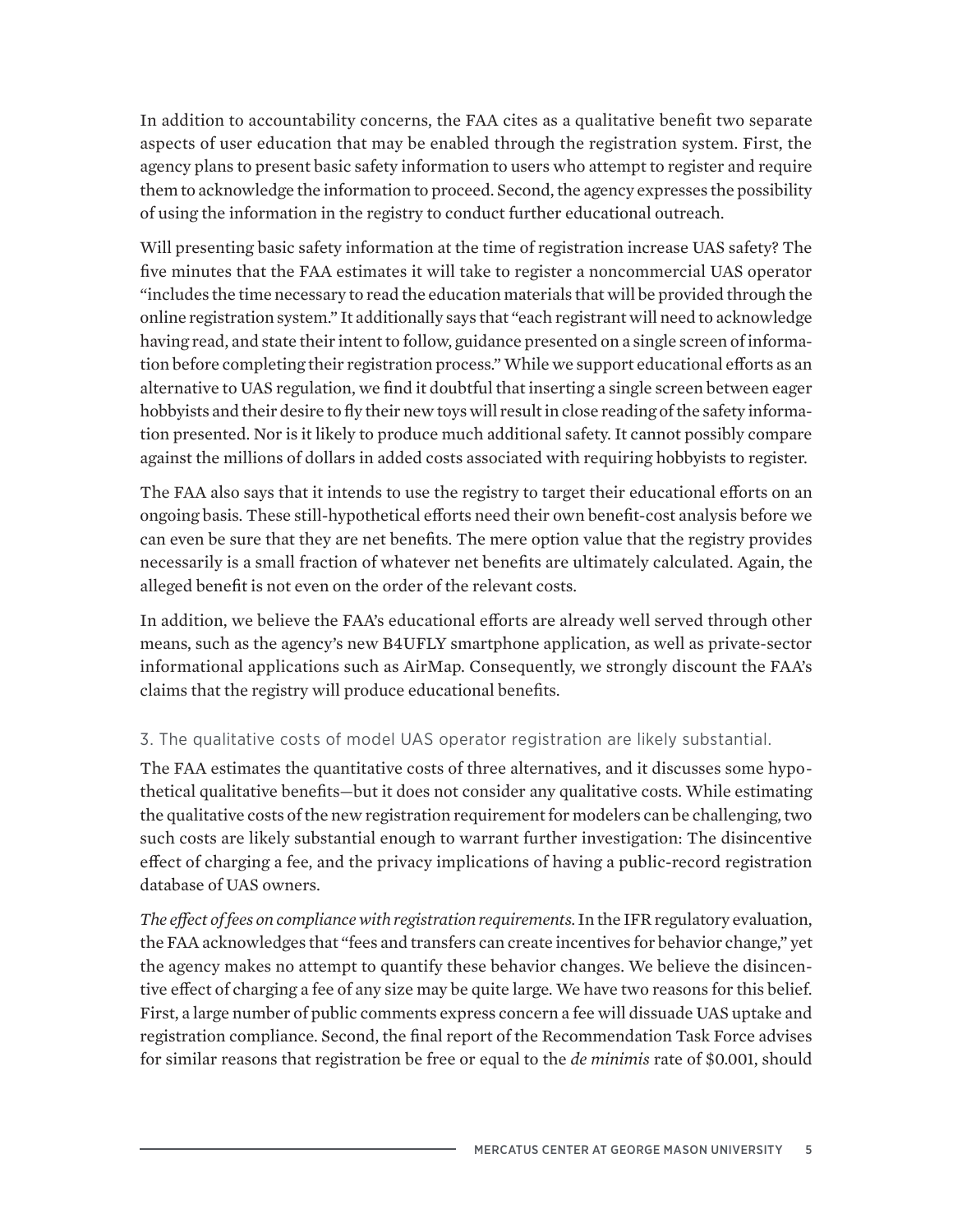In addition to accountability concerns, the FAA cites as a qualitative benefit two separate aspects of user education that may be enabled through the registration system. First, the agency plans to present basic safety information to users who attempt to register and require them to acknowledge the information to proceed. Second, the agency expresses the possibility of using the information in the registry to conduct further educational outreach.

Will presenting basic safety information at the time of registration increase UAS safety? The five minutes that the FAA estimates it will take to register a noncommercial UAS operator "includes the time necessary to read the education materials that will be provided through the online registration system." It additionally says that "each registrant will need to acknowledge having read, and state their intent to follow, guidance presented on a single screen of information before completing their registration process." While we support educational efforts as an alternative to UAS regulation, we find it doubtful that inserting a single screen between eager hobbyists and their desire to fly their new toys will result in close reading of the safety information presented. Nor is it likely to produce much additional safety. It cannot possibly compare against the millions of dollars in added costs associated with requiring hobbyists to register.

The FAA also says that it intends to use the registry to target their educational efforts on an ongoing basis. These still-hypothetical efforts need their own benefit-cost analysis before we can even be sure that they are net benefits. The mere option value that the registry provides necessarily is a small fraction of whatever net benefits are ultimately calculated. Again, the alleged benefit is not even on the order of the relevant costs.

In addition, we believe the FAA's educational efforts are already well served through other means, such as the agency's new B4UFLY smartphone application, as well as private-sector informational applications such as AirMap. Consequently, we strongly discount the FAA's claims that the registry will produce educational benefits.

### 3. The qualitative costs of model UAS operator registration are likely substantial.

The FAA estimates the quantitative costs of three alternatives, and it discusses some hypothetical qualitative benefits—but it does not consider any qualitative costs. While estimating the qualitative costs of the new registration requirement for modelers can be challenging, two such costs are likely substantial enough to warrant further investigation: The disincentive effect of charging a fee, and the privacy implications of having a public-record registration database of UAS owners.

*The effect of fees on compliance with registration requirements.* In the IFR regulatory evaluation, the FAA acknowledges that "fees and transfers can create incentives for behavior change," yet the agency makes no attempt to quantify these behavior changes. We believe the disincentive effect of charging a fee of any size may be quite large. We have two reasons for this belief. First, a large number of public comments express concern a fee will dissuade UAS uptake and registration compliance. Second, the final report of the Recommendation Task Force advises for similar reasons that registration be free or equal to the *de minimis* rate of $0.001, should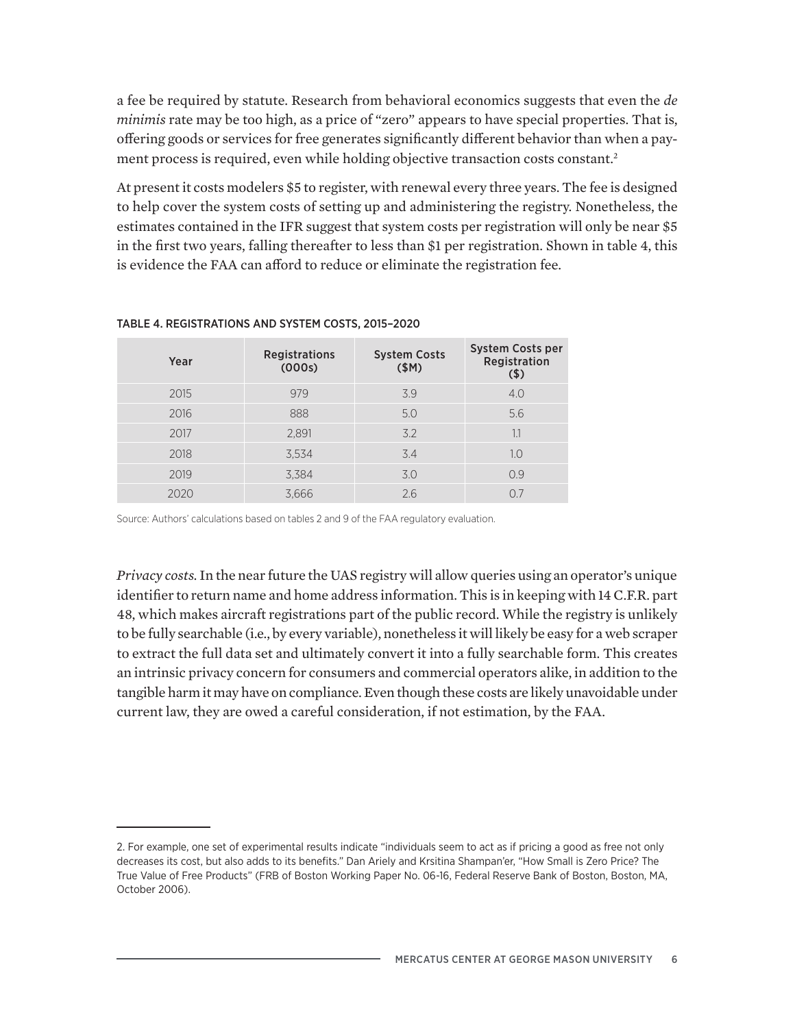a fee be required by statute. Research from behavioral economics suggests that even the *de minimis* rate may be too high, as a price of "zero" appears to have special properties. That is, offering goods or services for free generates significantly different behavior than when a payment process is required, even while holding objective transaction costs constant.[2]

At present it costs modelers $5 to register, with renewal every three years. The fee is designed to help cover the system costs of setting up and administering the registry. Nonetheless, the estimates contained in the IFR suggest that system costs per registration will only be near $5 in the first two years, falling thereafter to less than $1 per registration. Shown in table 4, this is evidence the FAA can afford to reduce or eliminate the registration fee.

TABLE 4. REGISTRATIONS AND SYSTEM COSTS, 2015–2020

| Year | Registrations (000s) | System Costs ($M) | System Costs per Registration ($) |
|---|---|---|---|
| 2015 | 979 | 3.9 | 4.0 |
| 2016 | 888 | 5.0 | 5.6 |
| 2017 | 2,891 | 3.2 | 1.1 |
| 2018 | 3,534 | 3.4 | 1.0 |
| 2019 | 3,384 | 3.0 | 0.9 |
| 2020 | 3,666 | 2.6 | 0.7 |

Source: Authors' calculations based on tables 2 and 9 of the FAA regulatory evaluation.

*Privacy costs.* In the near future the UAS registry will allow queries using an operator's unique identifier to return name and home address information. This is in keeping with 14 C.F.R. part 48, which makes aircraft registrations part of the public record. While the registry is unlikely to be fully searchable (i.e., by every variable), nonetheless it will likely be easy for a web scraper to extract the full data set and ultimately convert it into a fully searchable form. This creates an intrinsic privacy concern for consumers and commercial operators alike, in addition to the tangible harm it may have on compliance. Even though these costs are likely unavoidable under current law, they are owed a careful consideration, if not estimation, by the FAA.

2. For example, one set of experimental results indicate "individuals seem to act as if pricing a good as free not only decreases its cost, but also adds to its benefits." Dan Ariely and Krsitina Shampan'er, "How Small is Zero Price? The True Value of Free Products" (FRB of Boston Working Paper No. 06-16, Federal Reserve Bank of Boston, Boston, MA, October 2006).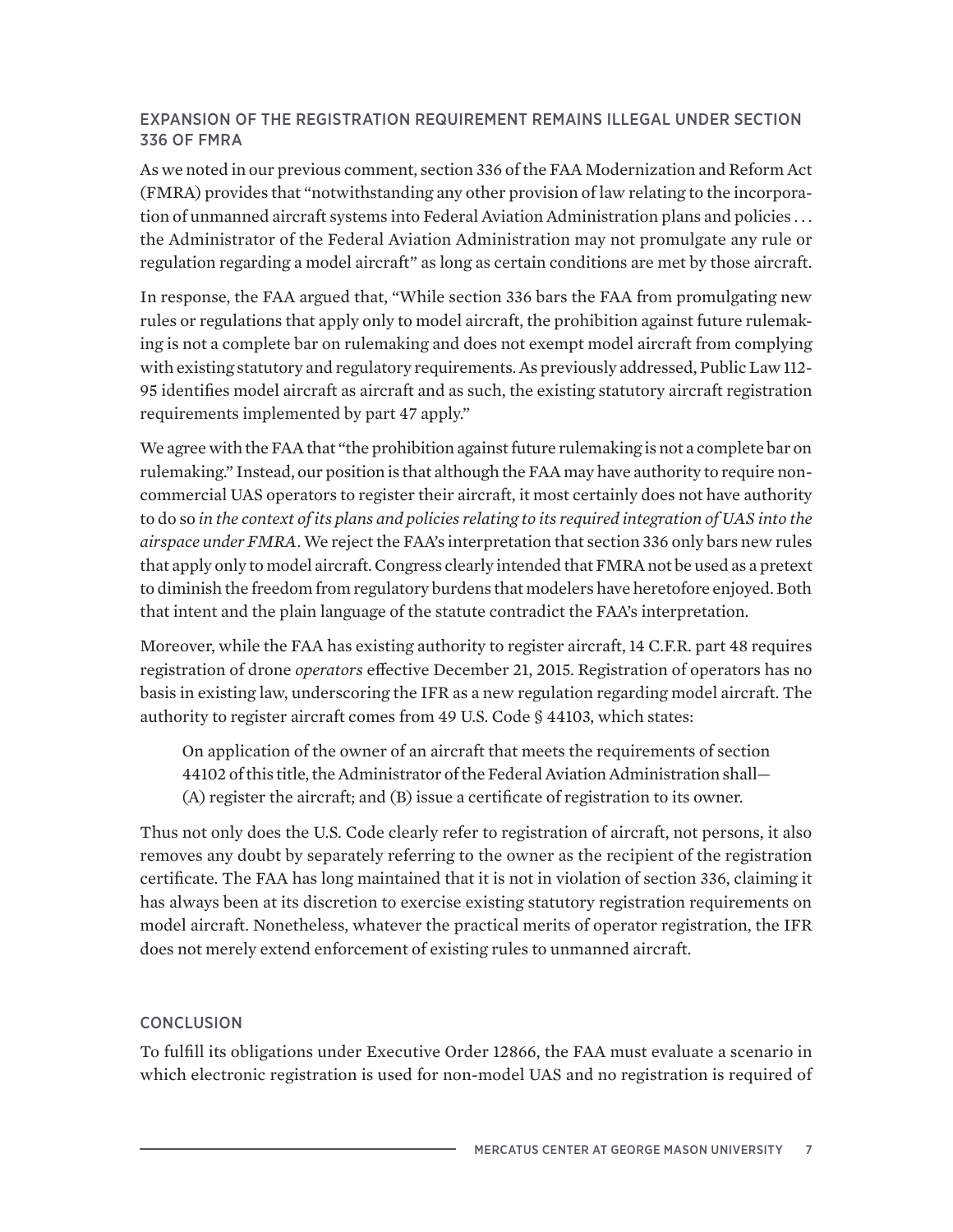## EXPANSION OF THE REGISTRATION REQUIREMENT REMAINS ILLEGAL UNDER SECTION 336 OF FMRA

As we noted in our previous comment, section 336 of the FAA Modernization and Reform Act (FMRA) provides that "notwithstanding any other provision of law relating to the incorporation of unmanned aircraft systems into Federal Aviation Administration plans and policies . . . the Administrator of the Federal Aviation Administration may not promulgate any rule or regulation regarding a model aircraft" as long as certain conditions are met by those aircraft.

In response, the FAA argued that, "While section 336 bars the FAA from promulgating new rules or regulations that apply only to model aircraft, the prohibition against future rulemaking is not a complete bar on rulemaking and does not exempt model aircraft from complying with existing statutory and regulatory requirements. As previously addressed, Public Law 112-95 identifies model aircraft as aircraft and as such, the existing statutory aircraft registration requirements implemented by part 47 apply."

We agree with the FAA that "the prohibition against future rulemaking is not a complete bar on rulemaking." Instead, our position is that although the FAA may have authority to require noncommercial UAS operators to register their aircraft, it most certainly does not have authority to do so *in the context of its plans and policies relating to its required integration of UAS into the airspace under FMRA*. We reject the FAA's interpretation that section 336 only bars new rules that apply only to model aircraft. Congress clearly intended that FMRA not be used as a pretext to diminish the freedom from regulatory burdens that modelers have heretofore enjoyed. Both that intent and the plain language of the statute contradict the FAA's interpretation.

Moreover, while the FAA has existing authority to register aircraft, 14 C.F.R. part 48 requires registration of drone *operators* effective December 21, 2015. Registration of operators has no basis in existing law, underscoring the IFR as a new regulation regarding model aircraft. The authority to register aircraft comes from 49 U.S. Code § 44103, which states:

> On application of the owner of an aircraft that meets the requirements of section 44102 of this title, the Administrator of the Federal Aviation Administration shall—(A) register the aircraft; and (B) issue a certificate of registration to its owner.

Thus not only does the U.S. Code clearly refer to registration of aircraft, not persons, it also removes any doubt by separately referring to the owner as the recipient of the registration certificate. The FAA has long maintained that it is not in violation of section 336, claiming it has always been at its discretion to exercise existing statutory registration requirements on model aircraft. Nonetheless, whatever the practical merits of operator registration, the IFR does not merely extend enforcement of existing rules to unmanned aircraft.

## CONCLUSION

To fulfill its obligations under Executive Order 12866, the FAA must evaluate a scenario in which electronic registration is used for non-model UAS and no registration is required of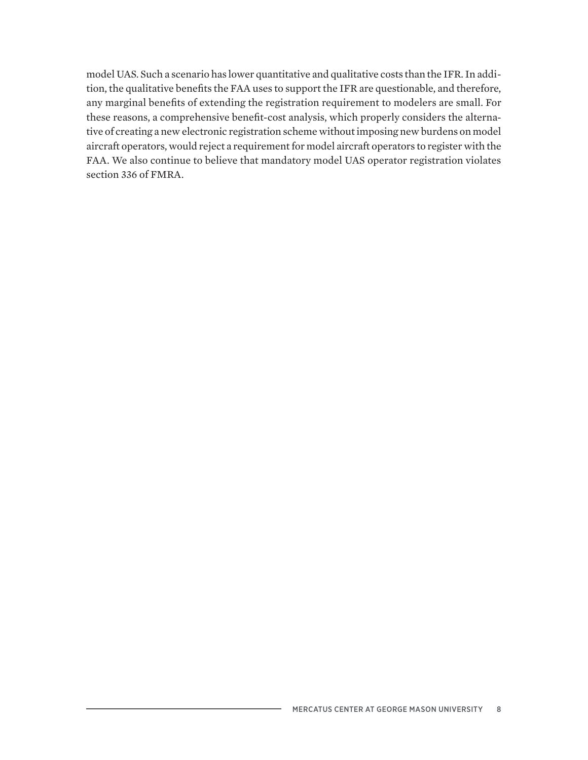model UAS. Such a scenario has lower quantitative and qualitative costs than the IFR. In addition, the qualitative benefits the FAA uses to support the IFR are questionable, and therefore, any marginal benefits of extending the registration requirement to modelers are small. For these reasons, a comprehensive benefit-cost analysis, which properly considers the alternative of creating a new electronic registration scheme without imposing new burdens on model aircraft operators, would reject a requirement for model aircraft operators to register with the FAA. We also continue to believe that mandatory model UAS operator registration violates section 336 of FMRA.